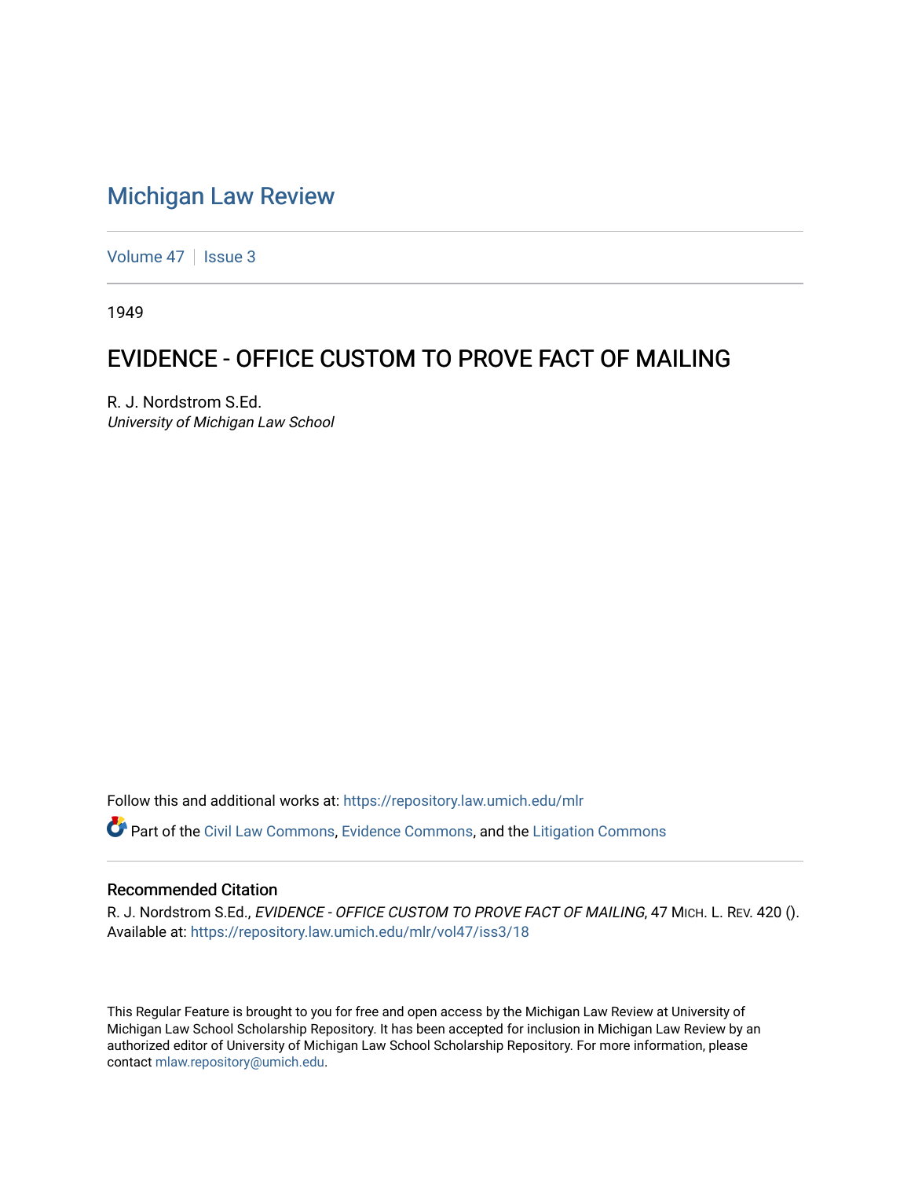# Michigan Law Review

Volume 47 | Issue 3

1949

## EVIDENCE - OFFICE CUSTOM TO PROVE FACT OF MAILING

R. J. Nordstrom S.Ed.
*University of Michigan Law School*

Follow this and additional works at: https://repository.law.umich.edu/mlr

Part of the Civil Law Commons, Evidence Commons, and the Litigation Commons

### Recommended Citation

R. J. Nordstrom S.Ed., *EVIDENCE - OFFICE CUSTOM TO PROVE FACT OF MAILING*, 47 MICH. L. REV. 420 ().
Available at: https://repository.law.umich.edu/mlr/vol47/iss3/18

This Regular Feature is brought to you for free and open access by the Michigan Law Review at University of Michigan Law School Scholarship Repository. It has been accepted for inclusion in Michigan Law Review by an authorized editor of University of Michigan Law School Scholarship Repository. For more information, please contact mlaw.repository@umich.edu.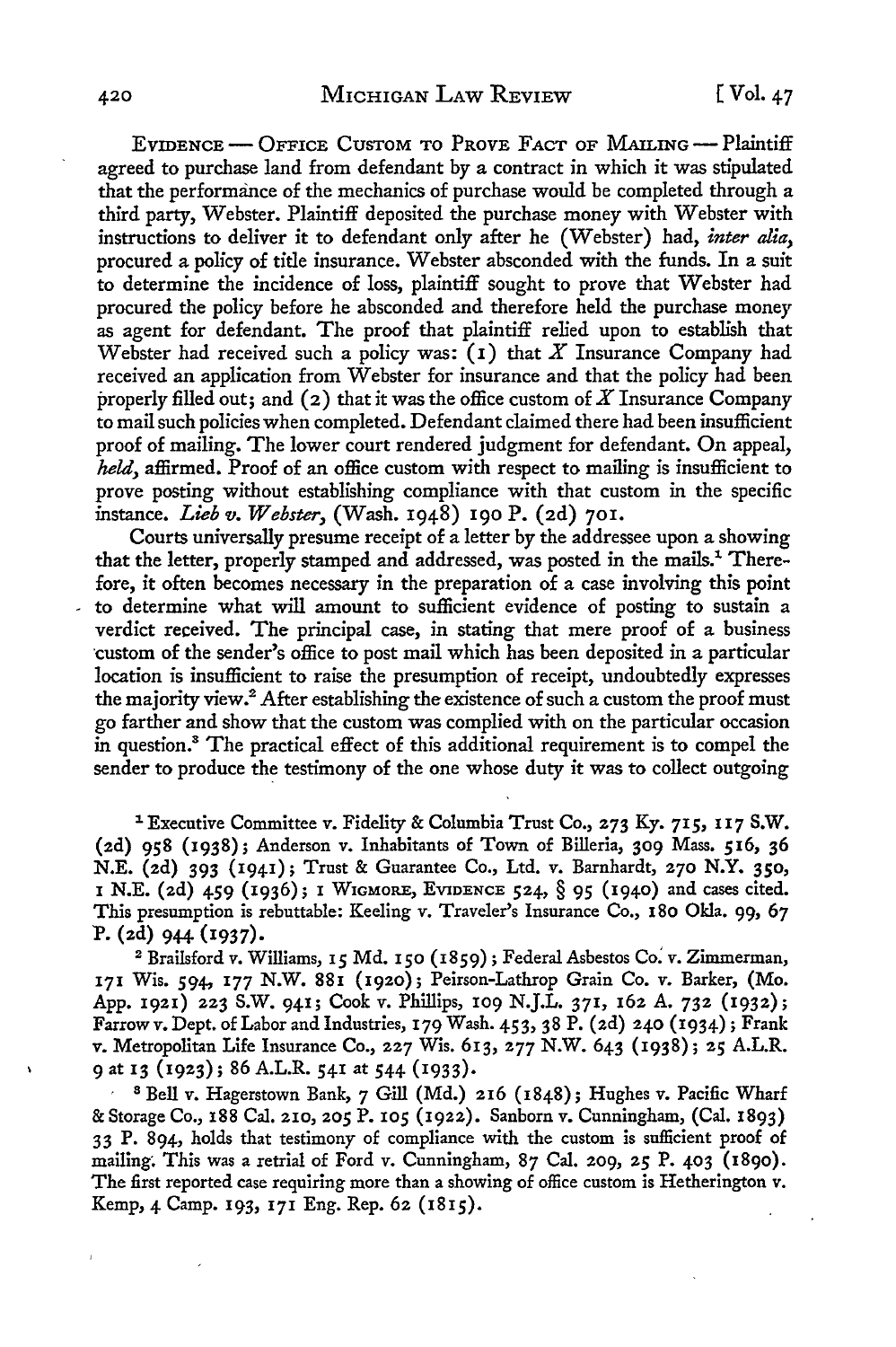EVIDENCE — OFFICE CUSTOM TO PROVE FACT OF MAILING — Plaintiff agreed to purchase land from defendant by a contract in which it was stipulated that the performance of the mechanics of purchase would be completed through a third party, Webster. Plaintiff deposited the purchase money with Webster with instructions to deliver it to defendant only after he (Webster) had, *inter alia*, procured a policy of title insurance. Webster absconded with the funds. In a suit to determine the incidence of loss, plaintiff sought to prove that Webster had procured the policy before he absconded and therefore held the purchase money as agent for defendant. The proof that plaintiff relied upon to establish that Webster had received such a policy was: (1) that *X* Insurance Company had received an application from Webster for insurance and that the policy had been properly filled out; and (2) that it was the office custom of *X* Insurance Company to mail such policies when completed. Defendant claimed there had been insufficient proof of mailing. The lower court rendered judgment for defendant. On appeal, *held*, affirmed. Proof of an office custom with respect to mailing is insufficient to prove posting without establishing compliance with that custom in the specific instance. *Lieb v. Webster*, (Wash. 1948) 190 P. (2d) 701.

Courts universally presume receipt of a letter by the addressee upon a showing that the letter, properly stamped and addressed, was posted in the mails.[1] Therefore, it often becomes necessary in the preparation of a case involving this point to determine what will amount to sufficient evidence of posting to sustain a verdict received. The principal case, in stating that mere proof of a business custom of the sender's office to post mail which has been deposited in a particular location is insufficient to raise the presumption of receipt, undoubtedly expresses the majority view.[2] After establishing the existence of such a custom the proof must go farther and show that the custom was complied with on the particular occasion in question.[3] The practical effect of this additional requirement is to compel the sender to produce the testimony of the one whose duty it was to collect outgoing

---

[1] Executive Committee v. Fidelity & Columbia Trust Co., 273 Ky. 715, 117 S.W. (2d) 958 (1938); Anderson v. Inhabitants of Town of Billeria, 309 Mass. 516, 36 N.E. (2d) 393 (1941); Trust & Guarantee Co., Ltd. v. Barnhardt, 270 N.Y. 350, 1 N.E. (2d) 459 (1936); 1 WIGMORE, EVIDENCE 524, § 95 (1940) and cases cited. This presumption is rebuttable: Keeling v. Traveler's Insurance Co., 180 Okla. 99, 67 P. (2d) 944 (1937).

[2] Brailsford v. Williams, 15 Md. 150 (1859); Federal Asbestos Co. v. Zimmerman, 171 Wis. 594, 177 N.W. 881 (1920); Peirson-Lathrop Grain Co. v. Barker, (Mo. App. 1921) 223 S.W. 941; Cook v. Phillips, 109 N.J.L. 371, 162 A. 732 (1932); Farrow v. Dept. of Labor and Industries, 179 Wash. 453, 38 P. (2d) 240 (1934); Frank v. Metropolitan Life Insurance Co., 227 Wis. 613, 277 N.W. 643 (1938); 25 A.L.R. 9 at 13 (1923); 86 A.L.R. 541 at 544 (1933).

[3] Bell v. Hagerstown Bank, 7 Gill (Md.) 216 (1848); Hughes v. Pacific Wharf & Storage Co., 188 Cal. 210, 205 P. 105 (1922). Sanborn v. Cunningham, (Cal. 1893) 33 P. 894, holds that testimony of compliance with the custom is sufficient proof of mailing. This was a retrial of Ford v. Cunningham, 87 Cal. 209, 25 P. 403 (1890). The first reported case requiring more than a showing of office custom is Hetherington v. Kemp, 4 Camp. 193, 171 Eng. Rep. 62 (1815).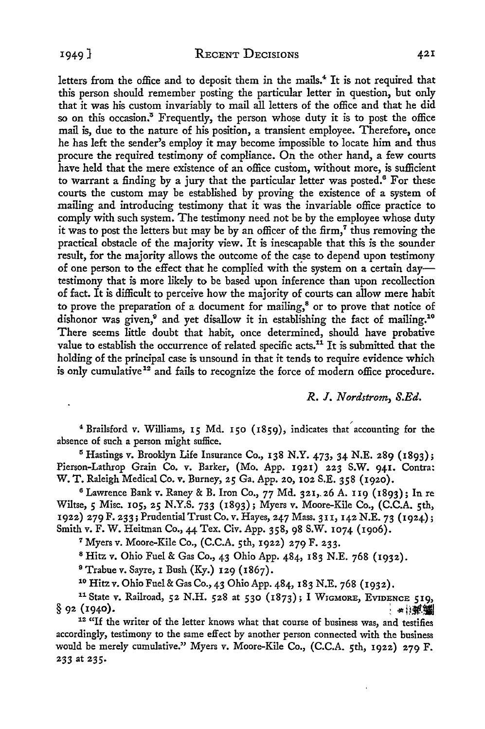letters from the office and to deposit them in the mails.[4] It is not required that this person should remember posting the particular letter in question, but only that it was his custom invariably to mail all letters of the office and that he did so on this occasion.[5] Frequently, the person whose duty it is to post the office mail is, due to the nature of his position, a transient employee. Therefore, once he has left the sender's employ it may become impossible to locate him and thus procure the required testimony of compliance. On the other hand, a few courts have held that the mere existence of an office custom, without more, is sufficient to warrant a finding by a jury that the particular letter was posted.[6] For these courts the custom may be established by proving the existence of a system of mailing and introducing testimony that it was the invariable office practice to comply with such system. The testimony need not be by the employee whose duty it was to post the letters but may be by an officer of the firm,[7] thus removing the practical obstacle of the majority view. It is inescapable that this is the sounder result, for the majority allows the outcome of the case to depend upon testimony of one person to the effect that he complied with the system on a certain day—testimony that is more likely to be based upon inference than upon recollection of fact. It is difficult to perceive how the majority of courts can allow mere habit to prove the preparation of a document for mailing,[8] or to prove that notice of dishonor was given,[9] and yet disallow it in establishing the fact of mailing.[10] There seems little doubt that habit, once determined, should have probative value to establish the occurrence of related specific acts.[11] It is submitted that the holding of the principal case is unsound in that it tends to require evidence which is only cumulative[12] and fails to recognize the force of modern office procedure.

*R. J. Nordstrom, S.Ed.*

---

[4] Brailsford v. Williams, 15 Md. 150 (1859), indicates that accounting for the absence of such a person might suffice.

[5] Hastings v. Brooklyn Life Insurance Co., 138 N.Y. 473, 34 N.E. 289 (1893); Pierson-Lathrop Grain Co. v. Barker, (Mo. App. 1921) 223 S.W. 941. Contra: W. T. Raleigh Medical Co. v. Burney, 25 Ga. App. 20, 102 S.E. 358 (1920).

[6] Lawrence Bank v. Raney & B. Iron Co., 77 Md. 321, 26 A. 119 (1893); In re Wiltse, 5 Misc. 105, 25 N.Y.S. 733 (1893); Myers v. Moore-Kile Co., (C.C.A. 5th, 1922) 279 F. 233; Prudential Trust Co. v. Hayes, 247 Mass. 311, 142 N.E. 73 (1924); Smith v. F. W. Heitman Co., 44 Tex. Civ. App. 358, 98 S.W. 1074 (1906).

[7] Myers v. Moore-Kile Co., (C.C.A. 5th, 1922) 279 F. 233.

[8] Hitz v. Ohio Fuel & Gas Co., 43 Ohio App. 484, 183 N.E. 768 (1932).

[9] Trabue v. Sayre, 1 Bush (Ky.) 129 (1867).

[10] Hitz v. Ohio Fuel & Gas Co., 43 Ohio App. 484, 183 N.E. 768 (1932).

[11] State v. Railroad, 52 N.H. 528 at 530 (1873); 1 WIGMORE, EVIDENCE 519, § 92 (1940).

[12] "If the writer of the letter knows what that course of business was, and testifies accordingly, testimony to the same effect by another person connected with the business would be merely cumulative." Myers v. Moore-Kile Co., (C.C.A. 5th, 1922) 279 F. 233 at 235.